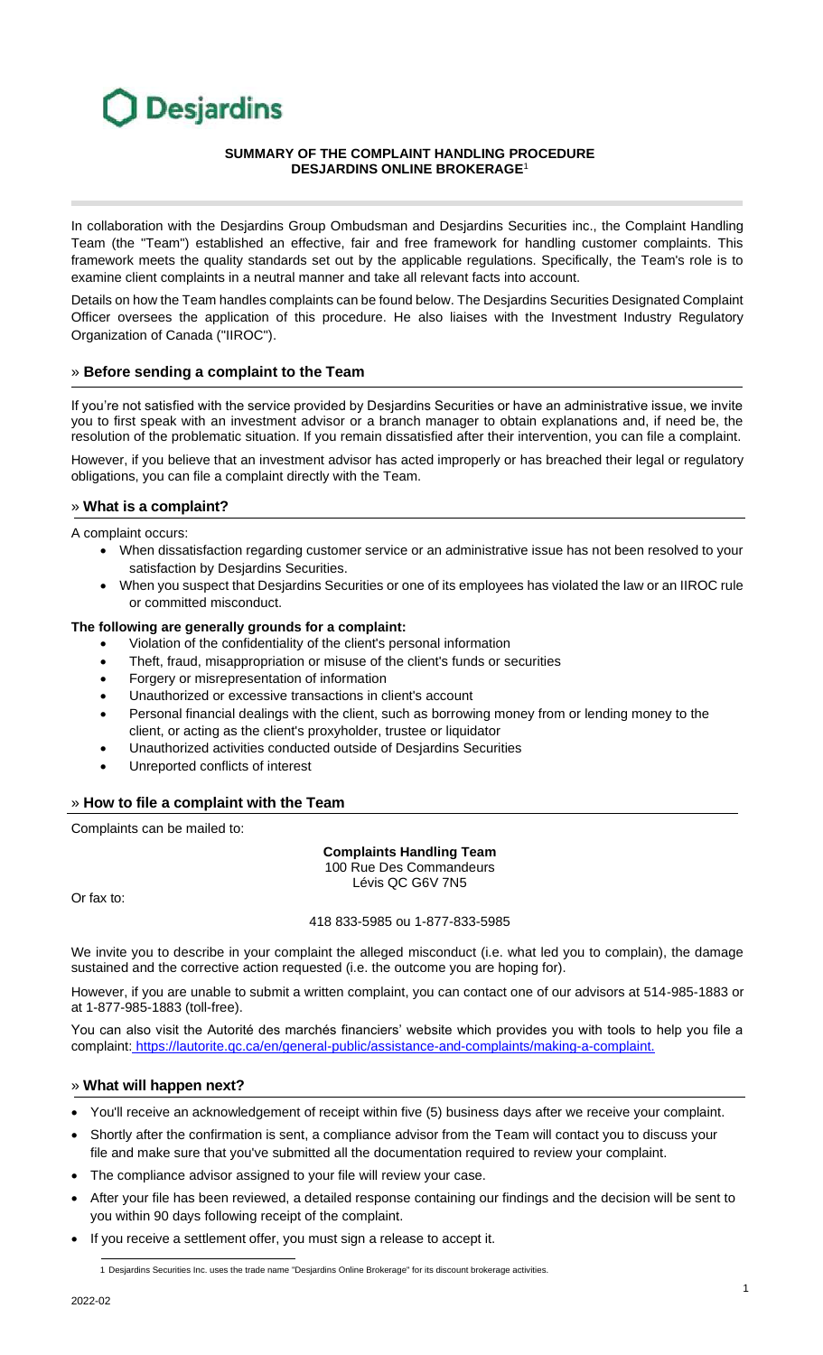Desjardins

**SUMMARY OF THE COMPLAINT HANDLING PROCEDURE**
**DESJARDINS ONLINE BROKERAGE**[1]

In collaboration with the Desjardins Group Ombudsman and Desjardins Securities inc., the Complaint Handling Team (the "Team") established an effective, fair and free framework for handling customer complaints. This framework meets the quality standards set out by the applicable regulations. Specifically, the Team's role is to examine client complaints in a neutral manner and take all relevant facts into account.

Details on how the Team handles complaints can be found below. The Desjardins Securities Designated Complaint Officer oversees the application of this procedure. He also liaises with the Investment Industry Regulatory Organization of Canada ("IIROC").

## » Before sending a complaint to the Team

If you're not satisfied with the service provided by Desjardins Securities or have an administrative issue, we invite you to first speak with an investment advisor or a branch manager to obtain explanations and, if need be, the resolution of the problematic situation. If you remain dissatisfied after their intervention, you can file a complaint.

However, if you believe that an investment advisor has acted improperly or has breached their legal or regulatory obligations, you can file a complaint directly with the Team.

## » What is a complaint?

A complaint occurs:

- When dissatisfaction regarding customer service or an administrative issue has not been resolved to your satisfaction by Desjardins Securities.
- When you suspect that Desjardins Securities or one of its employees has violated the law or an IIROC rule or committed misconduct.

**The following are generally grounds for a complaint:**

- Violation of the confidentiality of the client's personal information
- Theft, fraud, misappropriation or misuse of the client's funds or securities
- Forgery or misrepresentation of information
- Unauthorized or excessive transactions in client's account
- Personal financial dealings with the client, such as borrowing money from or lending money to the client, or acting as the client's proxyholder, trustee or liquidator
- Unauthorized activities conducted outside of Desjardins Securities
- Unreported conflicts of interest

## » How to file a complaint with the Team

Complaints can be mailed to:

**Complaints Handling Team**
100 Rue Des Commandeurs
Lévis QC G6V 7N5

Or fax to:

418 833-5985 ou 1-877-833-5985

We invite you to describe in your complaint the alleged misconduct (i.e. what led you to complain), the damage sustained and the corrective action requested (i.e. the outcome you are hoping for).

However, if you are unable to submit a written complaint, you can contact one of our advisors at 514-985-1883 or at 1-877-985-1883 (toll-free).

You can also visit the Autorité des marchés financiers' website which provides you with tools to help you file a complaint: https://lautorite.qc.ca/en/general-public/assistance-and-complaints/making-a-complaint.

## » What will happen next?

- You'll receive an acknowledgement of receipt within five (5) business days after we receive your complaint.
- Shortly after the confirmation is sent, a compliance advisor from the Team will contact you to discuss your file and make sure that you've submitted all the documentation required to review your complaint.
- The compliance advisor assigned to your file will review your case.
- After your file has been reviewed, a detailed response containing our findings and the decision will be sent to you within 90 days following receipt of the complaint.
- If you receive a settlement offer, you must sign a release to accept it.

[1] Desjardins Securities Inc. uses the trade name "Desjardins Online Brokerage" for its discount brokerage activities.

2022-02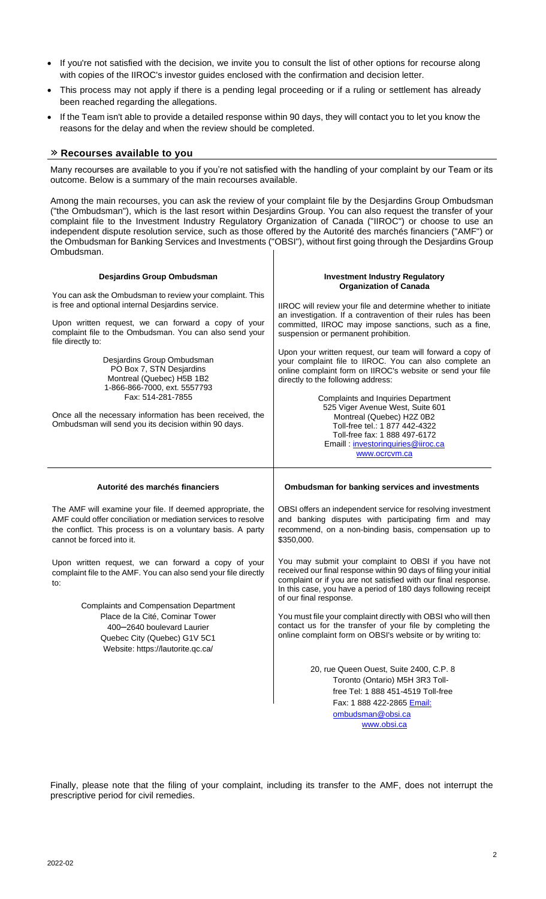- If you're not satisfied with the decision, we invite you to consult the list of other options for recourse along with copies of the IIROC's investor guides enclosed with the confirmation and decision letter.
- This process may not apply if there is a pending legal proceeding or if a ruling or settlement has already been reached regarding the allegations.
- If the Team isn't able to provide a detailed response within 90 days, they will contact you to let you know the reasons for the delay and when the review should be completed.

## » Recourses available to you

Many recourses are available to you if you're not satisfied with the handling of your complaint by our Team or its outcome. Below is a summary of the main recourses available.

Among the main recourses, you can ask the review of your complaint file by the Desjardins Group Ombudsman ("the Ombudsman"), which is the last resort within Desjardins Group. You can also request the transfer of your complaint file to the Investment Industry Regulatory Organization of Canada ("IIROC") or choose to use an independent dispute resolution service, such as those offered by the Autorité des marchés financiers ("AMF") or the Ombudsman for Banking Services and Investments ("OBSI"), without first going through the Desjardins Group Ombudsman.

### Desjardins Group Ombudsman

You can ask the Ombudsman to review your complaint. This is free and optional internal Desjardins service.

Upon written request, we can forward a copy of your complaint file to the Ombudsman. You can also send your file directly to:

Desjardins Group Ombudsman
PO Box 7, STN Desjardins
Montreal (Quebec) H5B 1B2
1-866-866-7000, ext. 5557793
Fax: 514-281-7855

Once all the necessary information has been received, the Ombudsman will send you its decision within 90 days.

### Investment Industry Regulatory Organization of Canada

IIROC will review your file and determine whether to initiate an investigation. If a contravention of their rules has been committed, IIROC may impose sanctions, such as a fine, suspension or permanent prohibition.

Upon your written request, our team will forward a copy of your complaint file to IIROC. You can also complete an online complaint form on IIROC's website or send your file directly to the following address:

Complaints and Inquiries Department
525 Viger Avenue West, Suite 601
Montreal (Quebec) H2Z 0B2
Toll-free tel.: 1 877 442-4322
Toll-free fax: 1 888 497-6172
Emaill : investorinquiries@iiroc.ca
www.ocrcvm.ca

### Autorité des marchés financiers

The AMF will examine your file. If deemed appropriate, the AMF could offer conciliation or mediation services to resolve the conflict. This process is on a voluntary basis. A party cannot be forced into it.

Upon written request, we can forward a copy of your complaint file to the AMF. You can also send your file directly to:

Complaints and Compensation Department
Place de la Cité, Cominar Tower
400–2640 boulevard Laurier
Quebec City (Quebec) G1V 5C1
Website: https://lautorite.qc.ca/

### Ombudsman for banking services and investments

OBSI offers an independent service for resolving investment and banking disputes with participating firm and may recommend, on a non-binding basis, compensation up to $350,000.

You may submit your complaint to OBSI if you have not received our final response within 90 days of filing your initial complaint or if you are not satisfied with our final response. In this case, you have a period of 180 days following receipt of our final response.

You must file your complaint directly with OBSI who will then contact us for the transfer of your file by completing the online complaint form on OBSI's website or by writing to:

20, rue Queen Ouest, Suite 2400, C.P. 8
Toronto (Ontario) M5H 3R3 Toll-free Tel: 1 888 451-4519 Toll-free Fax: 1 888 422-2865 Email: ombudsman@obsi.ca
www.obsi.ca

Finally, please note that the filing of your complaint, including its transfer to the AMF, does not interrupt the prescriptive period for civil remedies.

2022-02